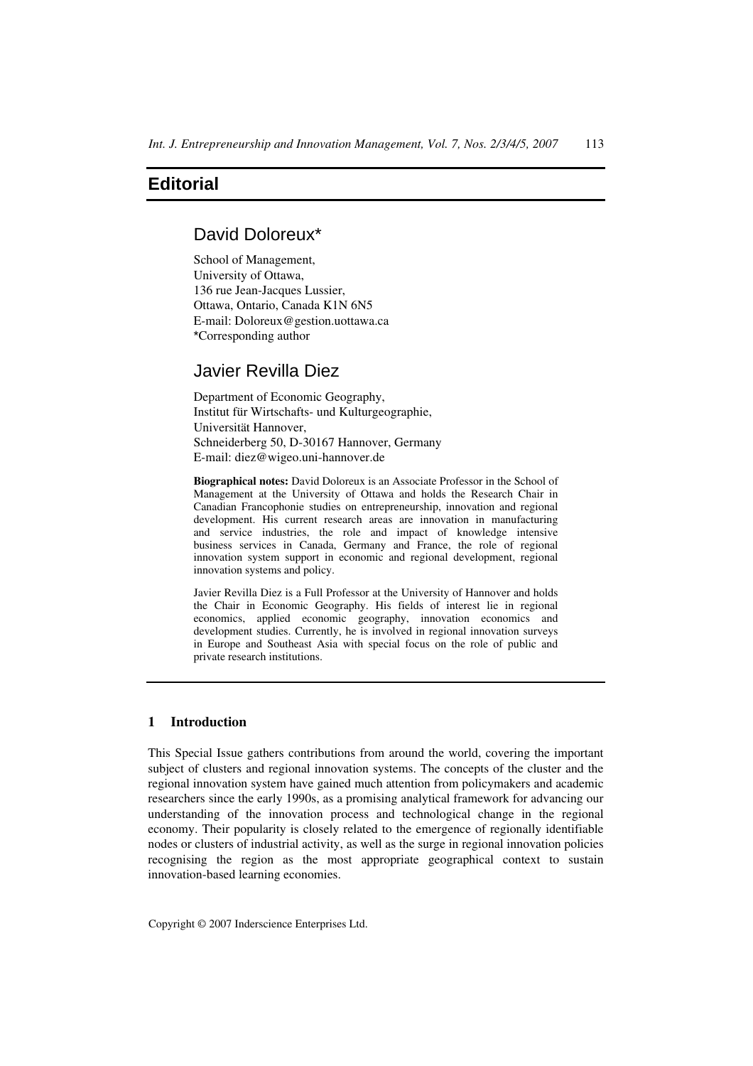# Editorial

## David Doloreux*

School of Management,
University of Ottawa,
136 rue Jean-Jacques Lussier,
Ottawa, Ontario, Canada K1N 6N5
E-mail: Doloreux@gestion.uottawa.ca
*Corresponding author

## Javier Revilla Diez

Department of Economic Geography,
Institut für Wirtschafts- und Kulturgeographie,
Universität Hannover,
Schneiderberg 50, D-30167 Hannover, Germany
E-mail: diez@wigeo.uni-hannover.de

**Biographical notes:** David Doloreux is an Associate Professor in the School of Management at the University of Ottawa and holds the Research Chair in Canadian Francophonie studies on entrepreneurship, innovation and regional development. His current research areas are innovation in manufacturing and service industries, the role and impact of knowledge intensive business services in Canada, Germany and France, the role of regional innovation system support in economic and regional development, regional innovation systems and policy.

Javier Revilla Diez is a Full Professor at the University of Hannover and holds the Chair in Economic Geography. His fields of interest lie in regional economics, applied economic geography, innovation economics and development studies. Currently, he is involved in regional innovation surveys in Europe and Southeast Asia with special focus on the role of public and private research institutions.

## 1 Introduction

This Special Issue gathers contributions from around the world, covering the important subject of clusters and regional innovation systems. The concepts of the cluster and the regional innovation system have gained much attention from policymakers and academic researchers since the early 1990s, as a promising analytical framework for advancing our understanding of the innovation process and technological change in the regional economy. Their popularity is closely related to the emergence of regionally identifiable nodes or clusters of industrial activity, as well as the surge in regional innovation policies recognising the region as the most appropriate geographical context to sustain innovation-based learning economies.

Copyright © 2007 Inderscience Enterprises Ltd.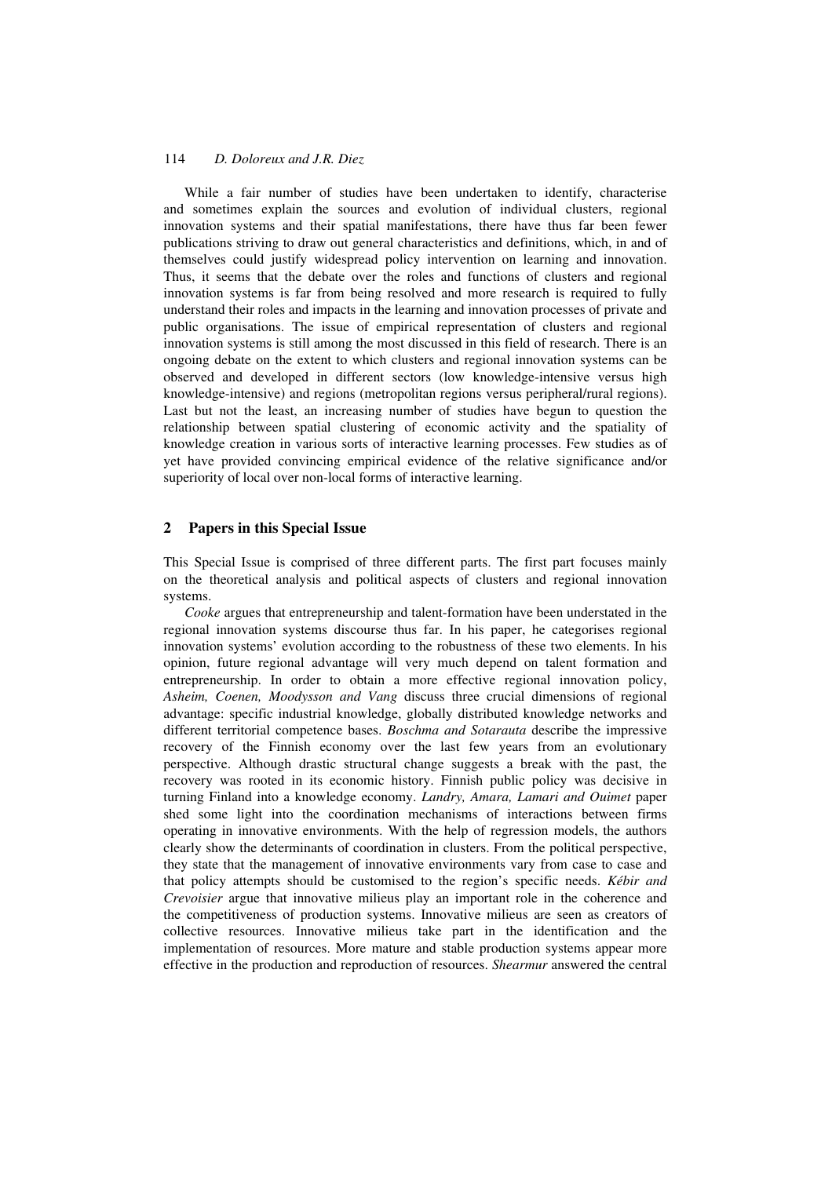While a fair number of studies have been undertaken to identify, characterise and sometimes explain the sources and evolution of individual clusters, regional innovation systems and their spatial manifestations, there have thus far been fewer publications striving to draw out general characteristics and definitions, which, in and of themselves could justify widespread policy intervention on learning and innovation. Thus, it seems that the debate over the roles and functions of clusters and regional innovation systems is far from being resolved and more research is required to fully understand their roles and impacts in the learning and innovation processes of private and public organisations. The issue of empirical representation of clusters and regional innovation systems is still among the most discussed in this field of research. There is an ongoing debate on the extent to which clusters and regional innovation systems can be observed and developed in different sectors (low knowledge-intensive versus high knowledge-intensive) and regions (metropolitan regions versus peripheral/rural regions). Last but not the least, an increasing number of studies have begun to question the relationship between spatial clustering of economic activity and the spatiality of knowledge creation in various sorts of interactive learning processes. Few studies as of yet have provided convincing empirical evidence of the relative significance and/or superiority of local over non-local forms of interactive learning.

## 2 Papers in this Special Issue

This Special Issue is comprised of three different parts. The first part focuses mainly on the theoretical analysis and political aspects of clusters and regional innovation systems.

*Cooke* argues that entrepreneurship and talent-formation have been understated in the regional innovation systems discourse thus far. In his paper, he categorises regional innovation systems' evolution according to the robustness of these two elements. In his opinion, future regional advantage will very much depend on talent formation and entrepreneurship. In order to obtain a more effective regional innovation policy, *Asheim, Coenen, Moodysson and Vang* discuss three crucial dimensions of regional advantage: specific industrial knowledge, globally distributed knowledge networks and different territorial competence bases. *Boschma and Sotarauta* describe the impressive recovery of the Finnish economy over the last few years from an evolutionary perspective. Although drastic structural change suggests a break with the past, the recovery was rooted in its economic history. Finnish public policy was decisive in turning Finland into a knowledge economy. *Landry, Amara, Lamari and Ouimet* paper shed some light into the coordination mechanisms of interactions between firms operating in innovative environments. With the help of regression models, the authors clearly show the determinants of coordination in clusters. From the political perspective, they state that the management of innovative environments vary from case to case and that policy attempts should be customised to the region's specific needs. *Kébir and Crevoisier* argue that innovative milieus play an important role in the coherence and the competitiveness of production systems. Innovative milieus are seen as creators of collective resources. Innovative milieus take part in the identification and the implementation of resources. More mature and stable production systems appear more effective in the production and reproduction of resources. *Shearmur* answered the central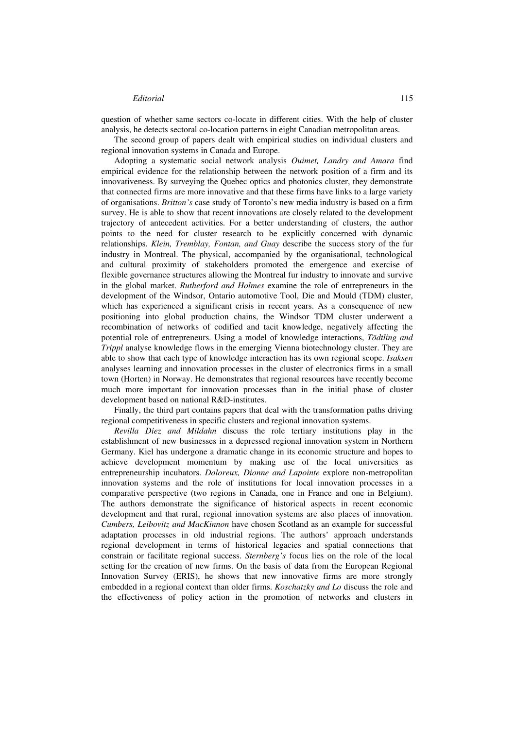question of whether same sectors co-locate in different cities. With the help of cluster analysis, he detects sectoral co-location patterns in eight Canadian metropolitan areas.

The second group of papers dealt with empirical studies on individual clusters and regional innovation systems in Canada and Europe.

Adopting a systematic social network analysis *Ouimet, Landry and Amara* find empirical evidence for the relationship between the network position of a firm and its innovativeness. By surveying the Quebec optics and photonics cluster, they demonstrate that connected firms are more innovative and that these firms have links to a large variety of organisations. *Britton's* case study of Toronto's new media industry is based on a firm survey. He is able to show that recent innovations are closely related to the development trajectory of antecedent activities. For a better understanding of clusters, the author points to the need for cluster research to be explicitly concerned with dynamic relationships. *Klein, Tremblay, Fontan, and Guay* describe the success story of the fur industry in Montreal. The physical, accompanied by the organisational, technological and cultural proximity of stakeholders promoted the emergence and exercise of flexible governance structures allowing the Montreal fur industry to innovate and survive in the global market. *Rutherford and Holmes* examine the role of entrepreneurs in the development of the Windsor, Ontario automotive Tool, Die and Mould (TDM) cluster, which has experienced a significant crisis in recent years. As a consequence of new positioning into global production chains, the Windsor TDM cluster underwent a recombination of networks of codified and tacit knowledge, negatively affecting the potential role of entrepreneurs. Using a model of knowledge interactions, *Tödtling and Trippl* analyse knowledge flows in the emerging Vienna biotechnology cluster. They are able to show that each type of knowledge interaction has its own regional scope. *Isaksen* analyses learning and innovation processes in the cluster of electronics firms in a small town (Horten) in Norway. He demonstrates that regional resources have recently become much more important for innovation processes than in the initial phase of cluster development based on national R&D-institutes.

Finally, the third part contains papers that deal with the transformation paths driving regional competitiveness in specific clusters and regional innovation systems.

*Revilla Diez and Mildahn* discuss the role tertiary institutions play in the establishment of new businesses in a depressed regional innovation system in Northern Germany. Kiel has undergone a dramatic change in its economic structure and hopes to achieve development momentum by making use of the local universities as entrepreneurship incubators. *Doloreux, Dionne and Lapointe* explore non-metropolitan innovation systems and the role of institutions for local innovation processes in a comparative perspective (two regions in Canada, one in France and one in Belgium). The authors demonstrate the significance of historical aspects in recent economic development and that rural, regional innovation systems are also places of innovation. *Cumbers, Leibovitz and MacKinnon* have chosen Scotland as an example for successful adaptation processes in old industrial regions. The authors' approach understands regional development in terms of historical legacies and spatial connections that constrain or facilitate regional success. *Sternberg's* focus lies on the role of the local setting for the creation of new firms. On the basis of data from the European Regional Innovation Survey (ERIS), he shows that new innovative firms are more strongly embedded in a regional context than older firms. *Koschatzky and Lo* discuss the role and the effectiveness of policy action in the promotion of networks and clusters in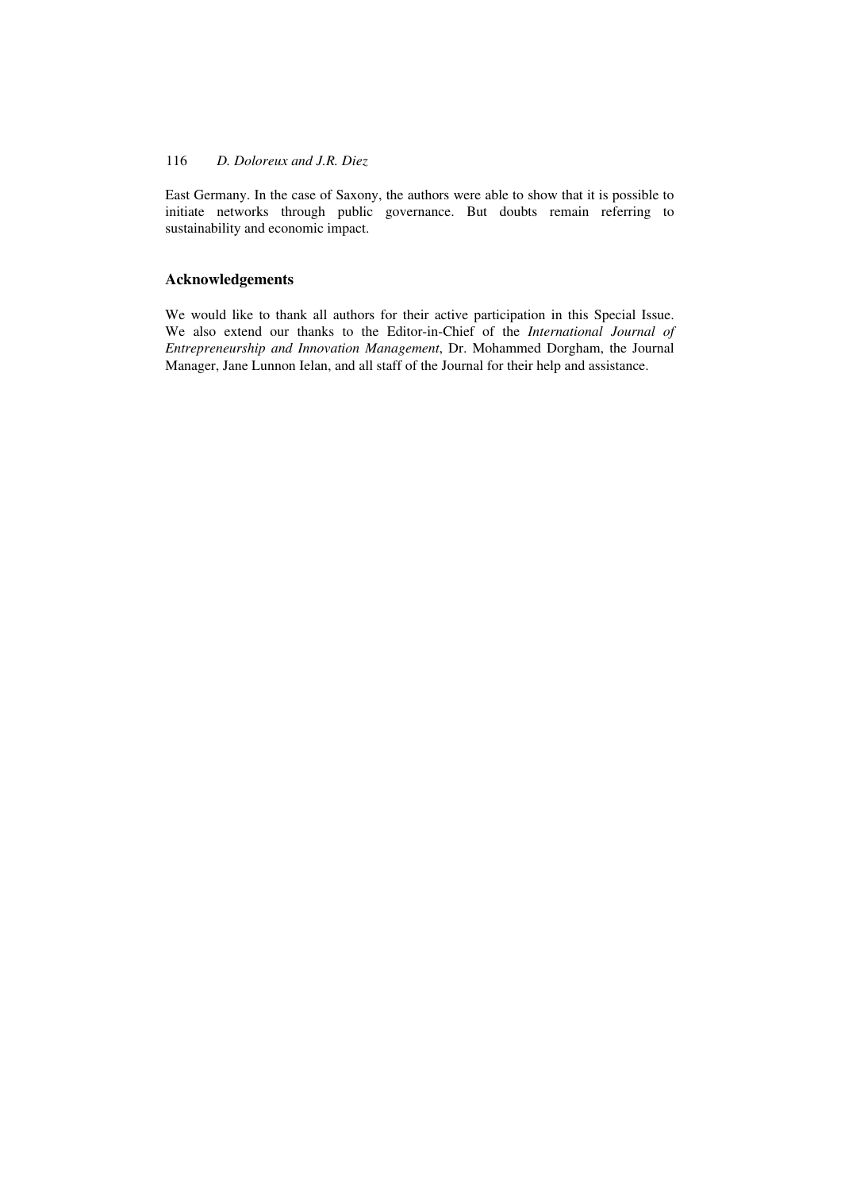East Germany. In the case of Saxony, the authors were able to show that it is possible to initiate networks through public governance. But doubts remain referring to sustainability and economic impact.

## Acknowledgements

We would like to thank all authors for their active participation in this Special Issue. We also extend our thanks to the Editor-in-Chief of the *International Journal of Entrepreneurship and Innovation Management*, Dr. Mohammed Dorgham, the Journal Manager, Jane Lunnon Ielan, and all staff of the Journal for their help and assistance.